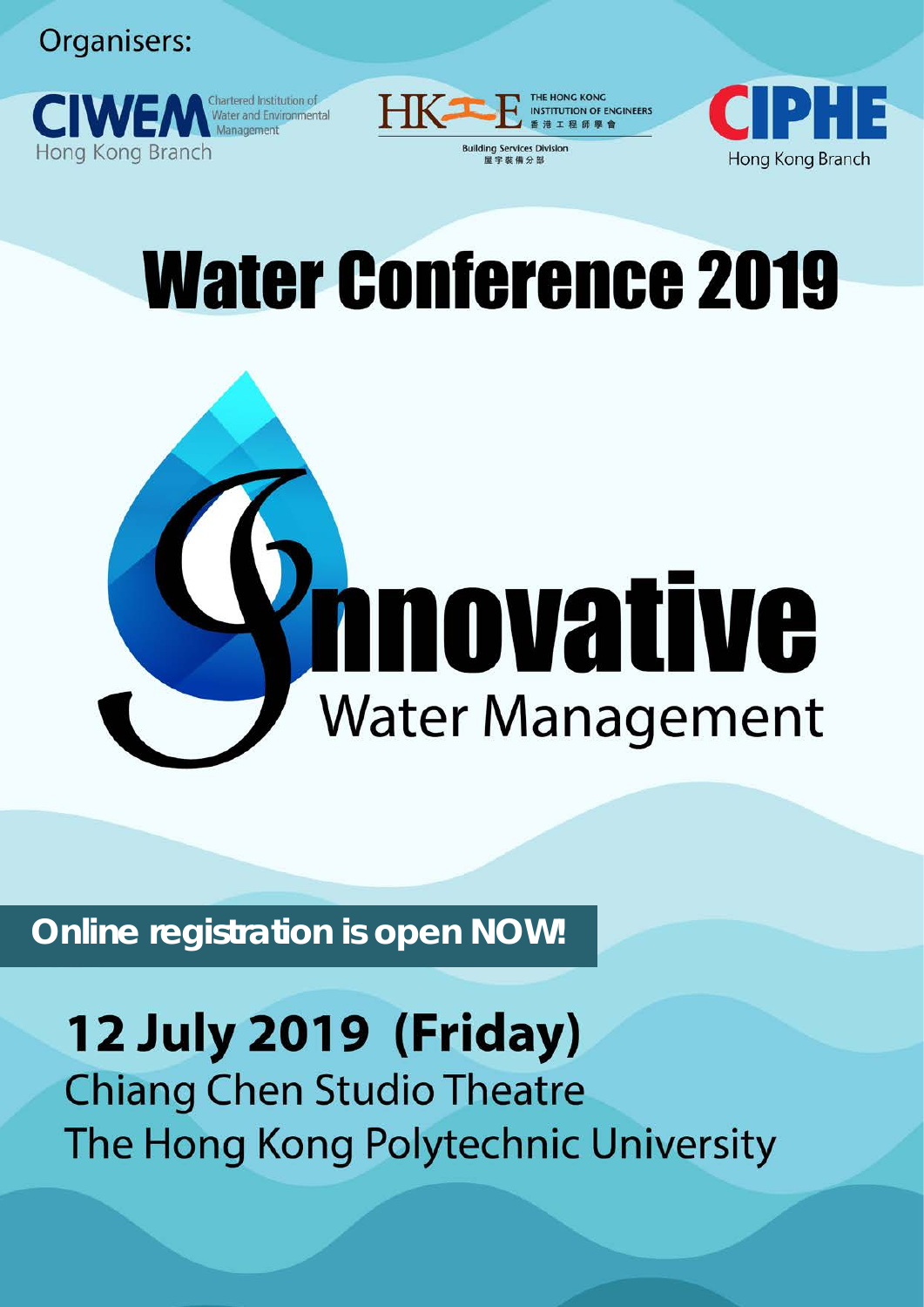Organisers:

CIWEM Chartered Institution of Water and Environmental Management Hong Kong Branch

HKIE The Hong Kong Institution of Engineers 香港工程師學會 Building Services Division 屋宇裝備分部

CIPHE Hong Kong Branch

# Water Conference 2019

## Innovative Water Management

**Online registration is open NOW!**

**12 July 2019 (Friday)**

Chiang Chen Studio Theatre

The Hong Kong Polytechnic University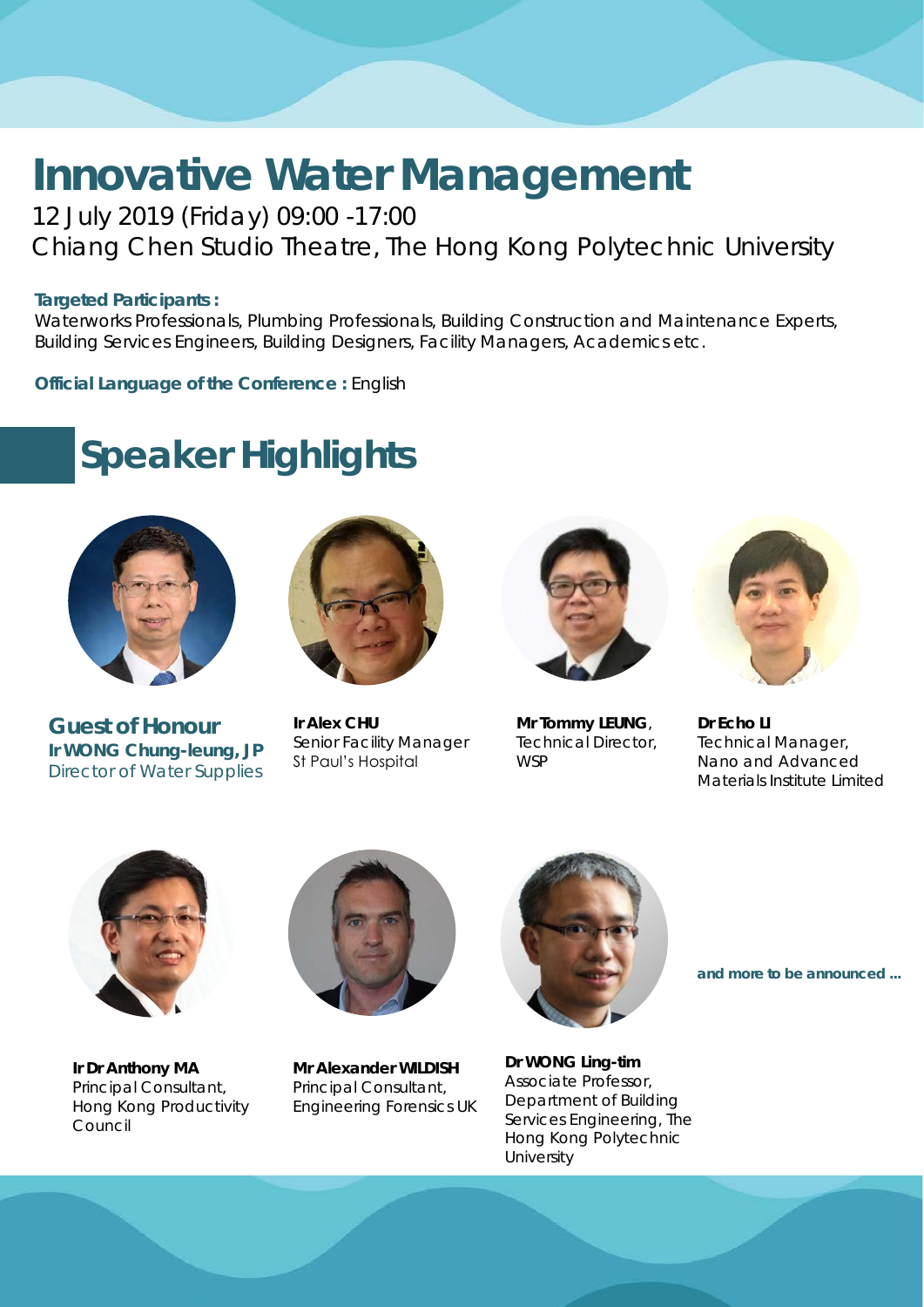# Innovative Water Management

12 July 2019 (Friday) 09:00 -17:00

Chiang Chen Studio Theatre, The Hong Kong Polytechnic University

**Targeted Participants :**
Waterworks Professionals, Plumbing Professionals, Building Construction and Maintenance Experts, Building Services Engineers, Building Designers, Facility Managers, Academics etc.

**Official Language of the Conference :** English

## Speaker Highlights

**Guest of Honour**
**Ir WONG Chung-leung, JP**
Director of Water Supplies

**Ir Alex CHU**
Senior Facility Manager
St Paul's Hospital

**Mr Tommy LEUNG**,
Technical Director,
WSP

**Dr Echo LI**
Technical Manager,
Nano and Advanced Materials Institute Limited

**Ir Dr Anthony MA**
Principal Consultant,
Hong Kong Productivity Council

**Mr Alexander WILDISH**
Principal Consultant,
Engineering Forensics UK

**Dr WONG Ling-tim**
Associate Professor,
Department of Building Services Engineering, The Hong Kong Polytechnic University

**and more to be announced ...**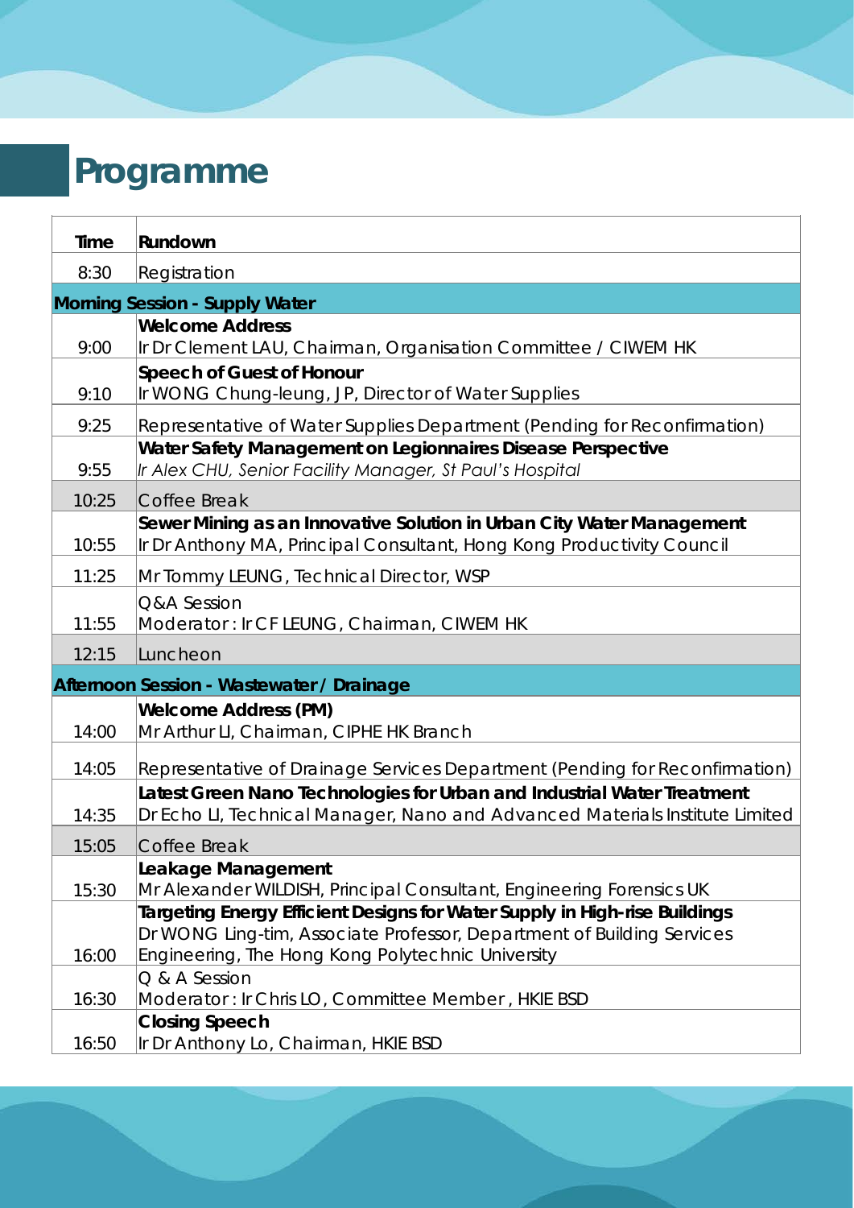# Programme

| Time | Rundown |
|---|---|
| 8:30 | Registration |
| **Morning Session - Supply Water** | |
| 9:00 | **Welcome Address**<br>Ir Dr Clement LAU, Chairman, Organisation Committee / CIWEM HK |
| 9:10 | **Speech of Guest of Honour**<br>Ir WONG Chung-leung, JP, Director of Water Supplies |
| 9:25 | Representative of Water Supplies Department (Pending for Reconfirmation) |
| 9:55 | **Water Safety Management on Legionnaires Disease Perspective**<br>*Ir Alex CHU, Senior Facility Manager, St Paul's Hospital* |
| 10:25 | Coffee Break |
| 10:55 | **Sewer Mining as an Innovative Solution in Urban City Water Management**<br>Ir Dr Anthony MA, Principal Consultant, Hong Kong Productivity Council |
| 11:25 | Mr Tommy LEUNG, Technical Director, WSP |
| 11:55 | Q&A Session<br>Moderator: Ir CF LEUNG, Chairman, CIWEM HK |
| 12:15 | Luncheon |
| **Afternoon Session - Wastewater / Drainage** | |
| 14:00 | **Welcome Address (PM)**<br>Mr Arthur LI, Chairman, CIPHE HK Branch |
| 14:05 | Representative of Drainage Services Department (Pending for Reconfirmation) |
| 14:35 | **Latest Green Nano Technologies for Urban and Industrial Water Treatment**<br>Dr Echo LI, Technical Manager, Nano and Advanced Materials Institute Limited |
| 15:05 | Coffee Break |
| 15:30 | **Leakage Management**<br>Mr Alexander WILDISH, Principal Consultant, Engineering Forensics UK |
| 16:00 | **Targeting Energy Efficient Designs for Water Supply in High-rise Buildings**<br>Dr WONG Ling-tim, Associate Professor, Department of Building Services Engineering, The Hong Kong Polytechnic University |
| 16:30 | Q & A Session<br>Moderator: Ir Chris LO, Committee Member, HKIE BSD |
| 16:50 | **Closing Speech**<br>Ir Dr Anthony Lo, Chairman, HKIE BSD |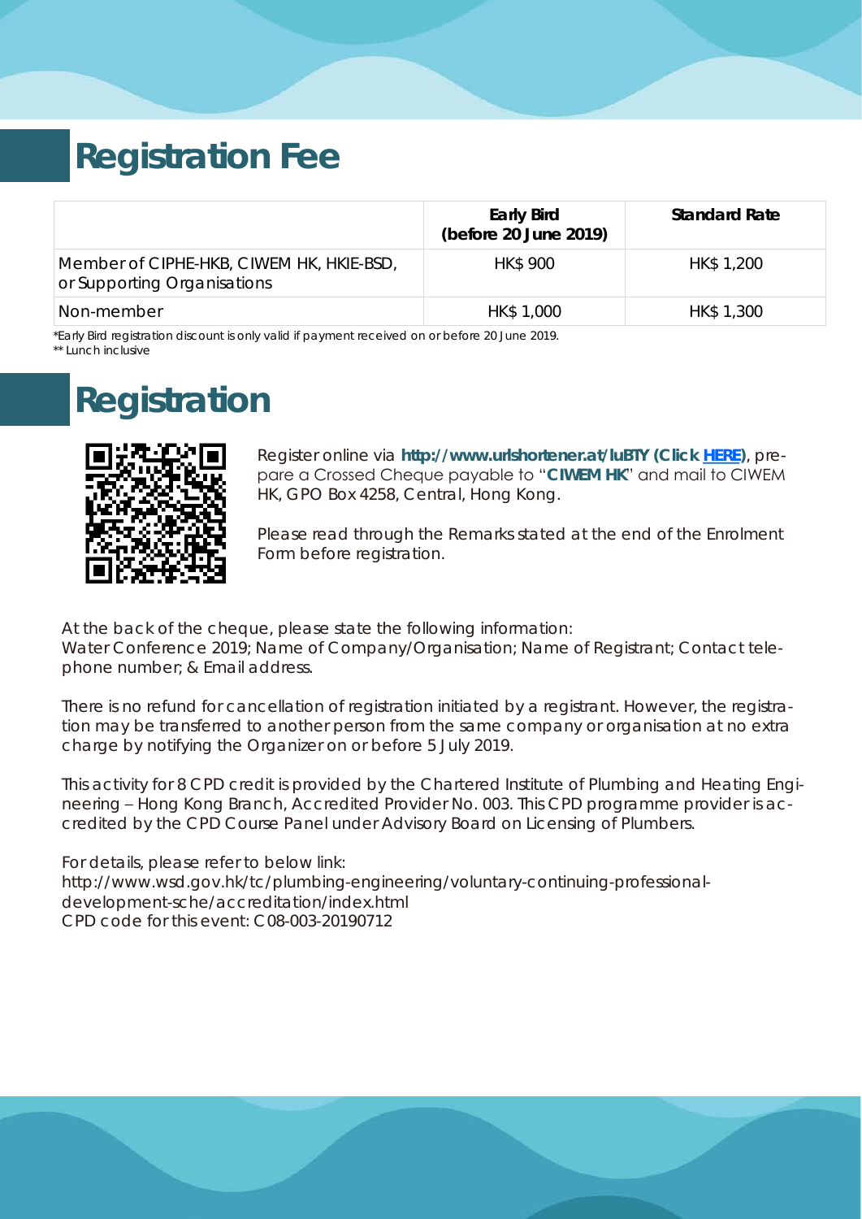# Registration Fee

| | Early Bird (before 20 June 2019) | Standard Rate |
|---|---|---|
| Member of CIPHE-HKB, CIWEM HK, HKIE-BSD, or Supporting Organisations | HK$ 900 | HK$ 1,200 |
| Non-member | HK$ 1,000 | HK$ 1,300 |

*Early Bird registration discount is only valid if payment received on or before 20 June 2019.
** Lunch inclusive

# Registration

Register online via **http://www.urlshortener.at/luBTY (Click HERE)**, prepare a Crossed Cheque payable to "**CIWEM HK**" and mail to CIWEM HK, GPO Box 4258, Central, Hong Kong.

Please read through the Remarks stated at the end of the Enrolment Form before registration.

At the back of the cheque, please state the following information:
Water Conference 2019; Name of Company/Organisation; Name of Registrant; Contact telephone number; & Email address.

There is no refund for cancellation of registration initiated by a registrant. However, the registration may be transferred to another person from the same company or organisation at no extra charge by notifying the Organizer on or before 5 July 2019.

This activity for 8 CPD credit is provided by the Chartered Institute of Plumbing and Heating Engineering – Hong Kong Branch, Accredited Provider No. 003. This CPD programme provider is accredited by the CPD Course Panel under Advisory Board on Licensing of Plumbers.

For details, please refer to below link:
http://www.wsd.gov.hk/tc/plumbing-engineering/voluntary-continuing-professional-development-sche/accreditation/index.html
CPD code for this event: C08-003-20190712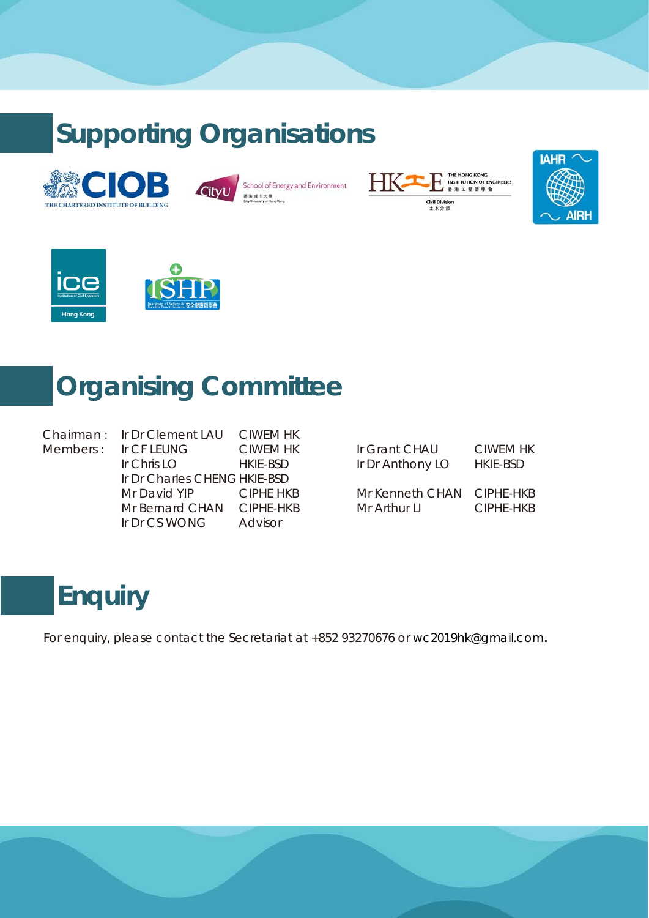## Supporting Organisations

## Organising Committee

| | | | | |
|---|---|---|---|---|
| Chairman : | Ir Dr Clement LAU | CIWEM HK | | |
| Members : | Ir C F LEUNG | CIWEM HK | Ir Grant CHAU | CIWEM HK |
| | Ir Chris LO | HKIE-BSD | Ir Dr Anthony LO | HKIE-BSD |
| | Ir Dr Charles CHENG | HKIE-BSD | | |
| | Mr David YIP | CIPHE HKB | Mr Kenneth CHAN | CIPHE-HKB |
| | Mr Bernard CHAN | CIPHE-HKB | Mr Arthur LI | CIPHE-HKB |
| | Ir Dr C S WONG | Advisor | | |

## Enquiry

For enquiry, please contact the Secretariat at +852 93270676 or wc2019hk@gmail.com.